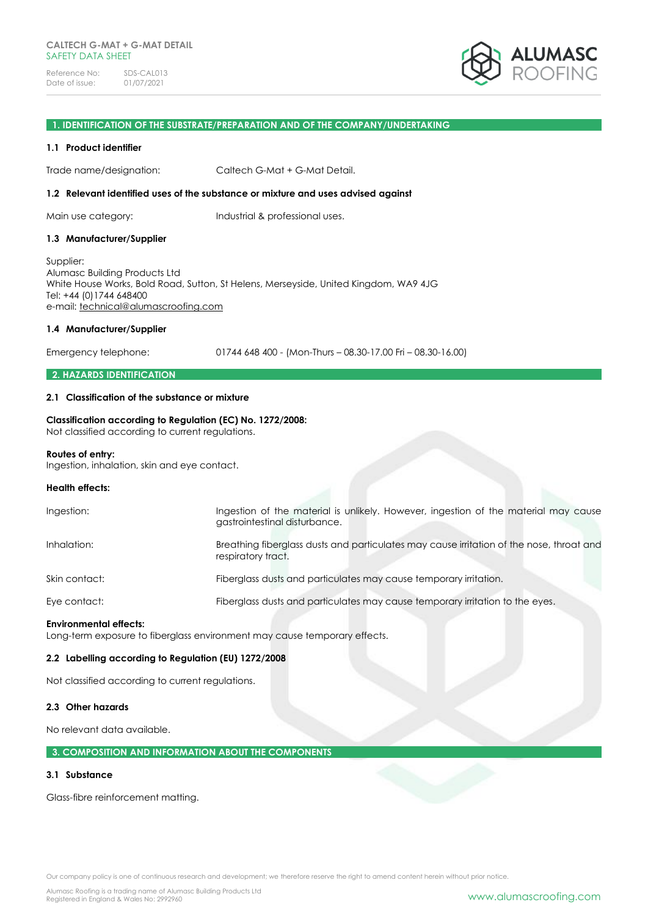CALTECH G-MAT + G-MAT DETAIL
SAFETY DATA SHEET

Reference No: SDS-CAL013
Date of issue: 01/07/2021

## 1. IDENTIFICATION OF THE SUBSTRATE/PREPARATION AND OF THE COMPANY/UNDERTAKING

### 1.1 Product identifier

Trade name/designation: Caltech G-Mat + G-Mat Detail.

### 1.2 Relevant identified uses of the substance or mixture and uses advised against

Main use category: Industrial & professional uses.

### 1.3 Manufacturer/Supplier

Supplier:
Alumasc Building Products Ltd
White House Works, Bold Road, Sutton, St Helens, Merseyside, United Kingdom, WA9 4JG
Tel: +44 (0)1744 648400
e-mail: technical@alumascroofing.com

### 1.4 Manufacturer/Supplier

Emergency telephone: 01744 648 400 - (Mon-Thurs – 08.30-17.00 Fri – 08.30-16.00)

## 2. HAZARDS IDENTIFICATION

### 2.1 Classification of the substance or mixture

**Classification according to Regulation (EC) No. 1272/2008:**
Not classified according to current regulations.

**Routes of entry:**
Ingestion, inhalation, skin and eye contact.

**Health effects:**

Ingestion: Ingestion of the material is unlikely. However, ingestion of the material may cause gastrointestinal disturbance.

Inhalation: Breathing fiberglass dusts and particulates may cause irritation of the nose, throat and respiratory tract.

Skin contact: Fiberglass dusts and particulates may cause temporary irritation.

Eye contact: Fiberglass dusts and particulates may cause temporary irritation to the eyes.

**Environmental effects:**
Long-term exposure to fiberglass environment may cause temporary effects.

### 2.2 Labelling according to Regulation (EU) 1272/2008

Not classified according to current regulations.

### 2.3 Other hazards

No relevant data available.

## 3. COMPOSITION AND INFORMATION ABOUT THE COMPONENTS

### 3.1 Substance

Glass-fibre reinforcement matting.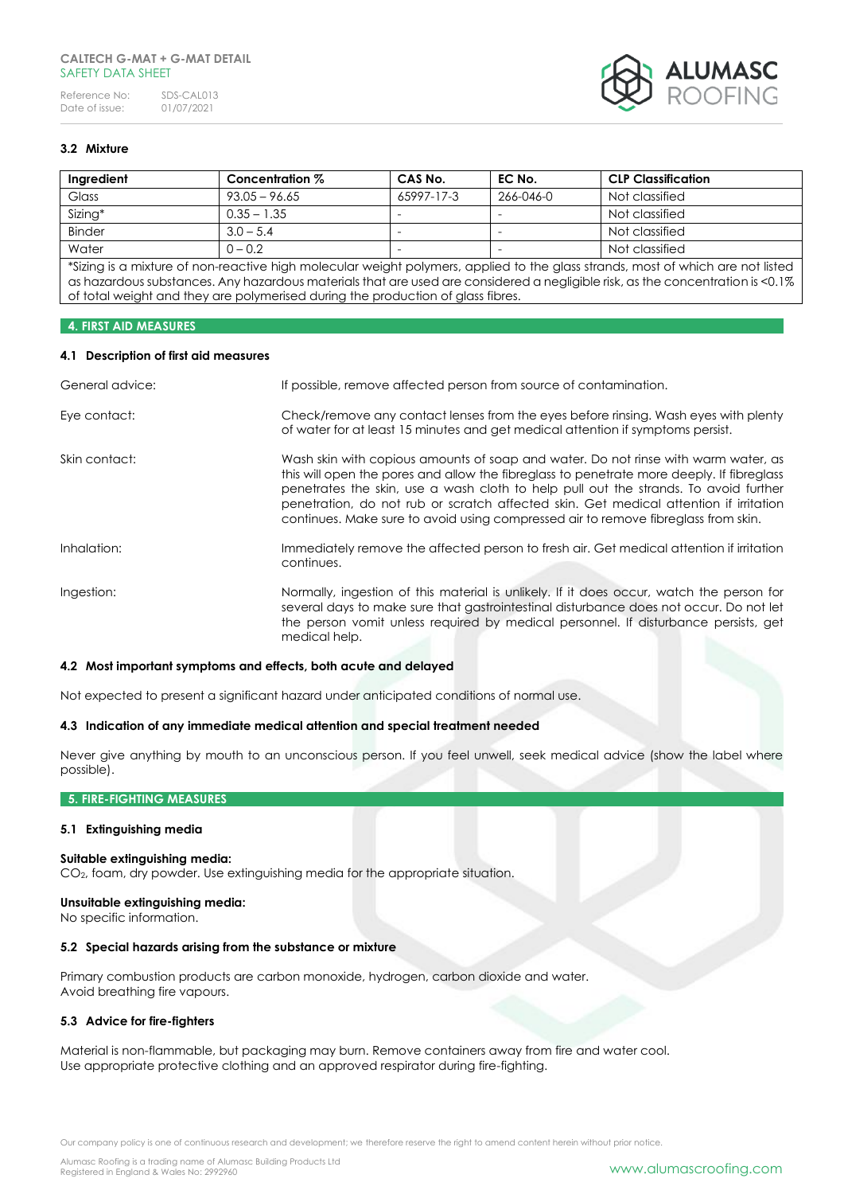### 3.2 Mixture

| Ingredient | Concentration % | CAS No. | EC No. | CLP Classification |
|---|---|---|---|---|
| Glass | 93.05 – 96.65 | 65997-17-3 | 266-046-0 | Not classified |
| Sizing* | 0.35 – 1.35 | - | - | Not classified |
| Binder | 3.0 – 5.4 | - | - | Not classified |
| Water | 0 – 0.2 | - | - | Not classified |

*Sizing is a mixture of non-reactive high molecular weight polymers, applied to the glass strands, most of which are not listed as hazardous substances. Any hazardous materials that are used are considered a negligible risk, as the concentration is <0.1% of total weight and they are polymerised during the production of glass fibres.

## 4. FIRST AID MEASURES

### 4.1 Description of first aid measures

General advice: If possible, remove affected person from source of contamination.

Eye contact: Check/remove any contact lenses from the eyes before rinsing. Wash eyes with plenty of water for at least 15 minutes and get medical attention if symptoms persist.

Skin contact: Wash skin with copious amounts of soap and water. Do not rinse with warm water, as this will open the pores and allow the fibreglass to penetrate more deeply. If fibreglass penetrates the skin, use a wash cloth to help pull out the strands. To avoid further penetration, do not rub or scratch affected skin. Get medical attention if irritation continues. Make sure to avoid using compressed air to remove fibreglass from skin.

Inhalation: Immediately remove the affected person to fresh air. Get medical attention if irritation continues.

Ingestion: Normally, ingestion of this material is unlikely. If it does occur, watch the person for several days to make sure that gastrointestinal disturbance does not occur. Do not let the person vomit unless required by medical personnel. If disturbance persists, get medical help.

### 4.2 Most important symptoms and effects, both acute and delayed

Not expected to present a significant hazard under anticipated conditions of normal use.

### 4.3 Indication of any immediate medical attention and special treatment needed

Never give anything by mouth to an unconscious person. If you feel unwell, seek medical advice (show the label where possible).

## 5. FIRE-FIGHTING MEASURES

### 5.1 Extinguishing media

**Suitable extinguishing media:**
$CO_2$, foam, dry powder. Use extinguishing media for the appropriate situation.

**Unsuitable extinguishing media:**
No specific information.

### 5.2 Special hazards arising from the substance or mixture

Primary combustion products are carbon monoxide, hydrogen, carbon dioxide and water.
Avoid breathing fire vapours.

### 5.3 Advice for fire-fighters

Material is non-flammable, but packaging may burn. Remove containers away from fire and water cool.
Use appropriate protective clothing and an approved respirator during fire-fighting.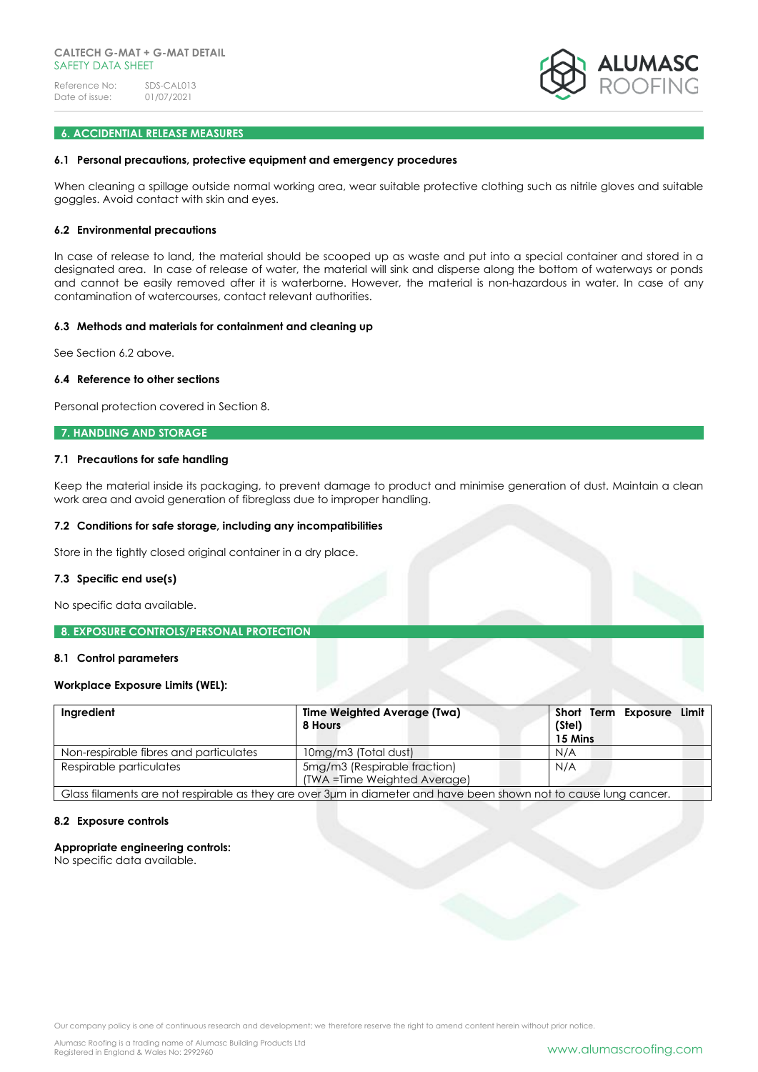## 6. ACCIDENTAL RELEASE MEASURES

### 6.1 Personal precautions, protective equipment and emergency procedures

When cleaning a spillage outside normal working area, wear suitable protective clothing such as nitrile gloves and suitable goggles. Avoid contact with skin and eyes.

### 6.2 Environmental precautions

In case of release to land, the material should be scooped up as waste and put into a special container and stored in a designated area. In case of release of water, the material will sink and disperse along the bottom of waterways or ponds and cannot be easily removed after it is waterborne. However, the material is non-hazardous in water. In case of any contamination of watercourses, contact relevant authorities.

### 6.3 Methods and materials for containment and cleaning up

See Section 6.2 above.

### 6.4 Reference to other sections

Personal protection covered in Section 8.

## 7. HANDLING AND STORAGE

### 7.1 Precautions for safe handling

Keep the material inside its packaging, to prevent damage to product and minimise generation of dust. Maintain a clean work area and avoid generation of fibreglass due to improper handling.

### 7.2 Conditions for safe storage, including any incompatibilities

Store in the tightly closed original container in a dry place.

### 7.3 Specific end use(s)

No specific data available.

## 8. EXPOSURE CONTROLS/PERSONAL PROTECTION

### 8.1 Control parameters

**Workplace Exposure Limits (WEL):**

| **Ingredient** | **Time Weighted Average (Twa) 8 Hours** | **Short Term Exposure Limit (Stel) 15 Mins** |
|---|---|---|
| Non-respirable fibres and particulates | 10mg/m3 (Total dust) | N/A |
| Respirable particulates | 5mg/m3 (Respirable fraction) (TWA =Time Weighted Average) | N/A |
| Glass filaments are not respirable as they are over 3μm in diameter and have been shown not to cause lung cancer. | | |

### 8.2 Exposure controls

**Appropriate engineering controls:**
No specific data available.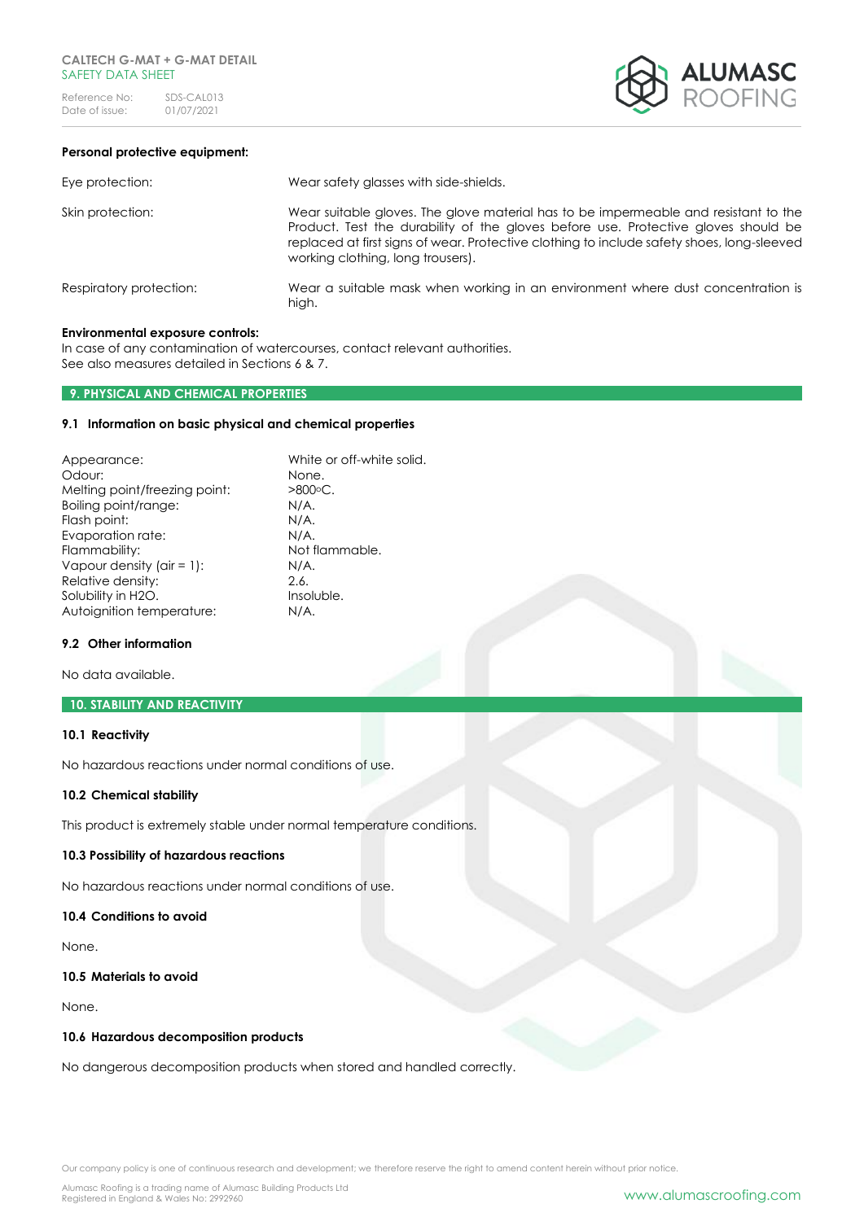**Personal protective equipment:**

| | |
|---|---|
| Eye protection: | Wear safety glasses with side-shields. |
| Skin protection: | Wear suitable gloves. The glove material has to be impermeable and resistant to the Product. Test the durability of the gloves before use. Protective gloves should be replaced at first signs of wear. Protective clothing to include safety shoes, long-sleeved working clothing, long trousers). |
| Respiratory protection: | Wear a suitable mask when working in an environment where dust concentration is high. |

**Environmental exposure controls:**
In case of any contamination of watercourses, contact relevant authorities.
See also measures detailed in Sections 6 & 7.

## 9. PHYSICAL AND CHEMICAL PROPERTIES

### 9.1 Information on basic physical and chemical properties

| | |
|---|---|
| Appearance: | White or off-white solid. |
| Odour: | None. |
| Melting point/freezing point: | >800◦C. |
| Boiling point/range: | N/A. |
| Flash point: | N/A. |
| Evaporation rate: | N/A. |
| Flammability: | Not flammable. |
| Vapour density (air = 1): | N/A. |
| Relative density: | 2.6. |
| Solubility in H2O. | Insoluble. |
| Autoignition temperature: | N/A. |

### 9.2 Other information

No data available.

## 10. STABILITY AND REACTIVITY

### 10.1 Reactivity

No hazardous reactions under normal conditions of use.

### 10.2 Chemical stability

This product is extremely stable under normal temperature conditions.

### 10.3 Possibility of hazardous reactions

No hazardous reactions under normal conditions of use.

### 10.4 Conditions to avoid

None.

### 10.5 Materials to avoid

None.

### 10.6 Hazardous decomposition products

No dangerous decomposition products when stored and handled correctly.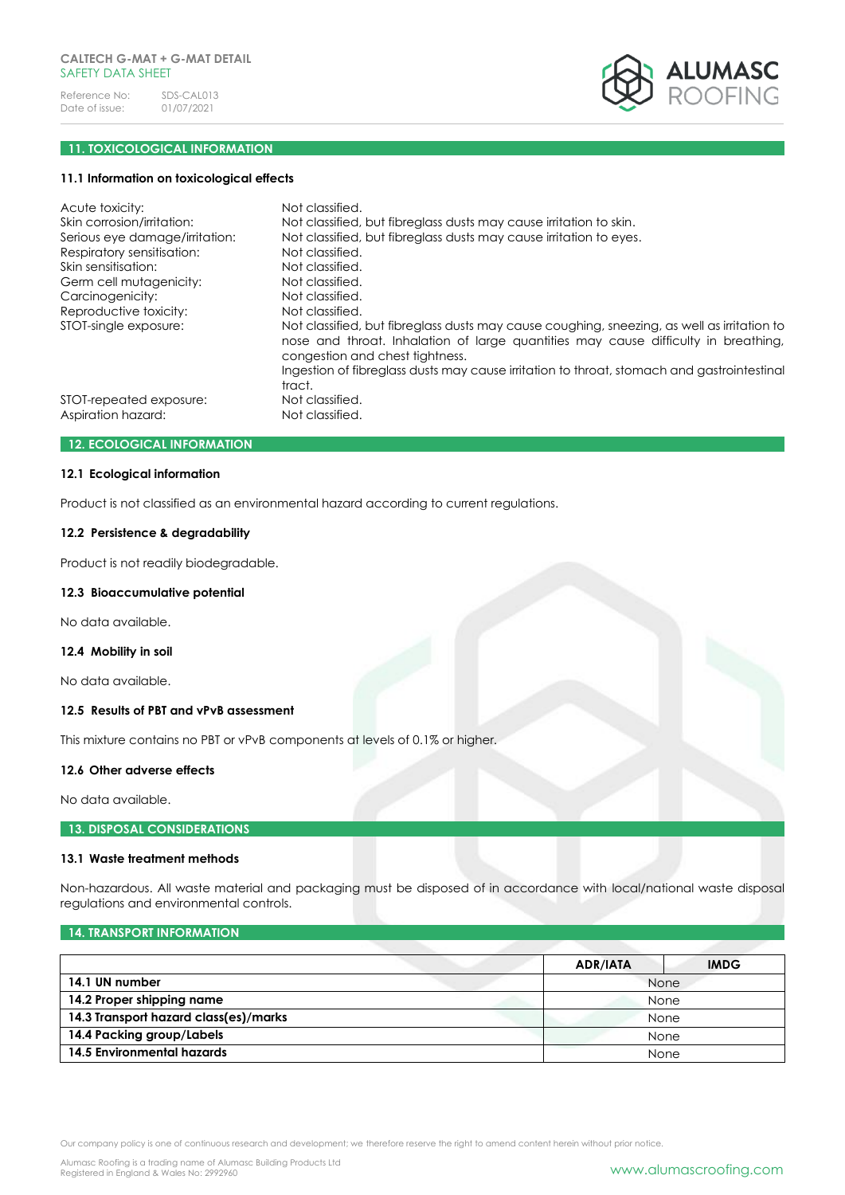## 11. TOXICOLOGICAL INFORMATION

### 11.1 Information on toxicological effects

| | |
|---|---|
| Acute toxicity: | Not classified. |
| Skin corrosion/irritation: | Not classified, but fibreglass dusts may cause irritation to skin. |
| Serious eye damage/irritation: | Not classified, but fibreglass dusts may cause irritation to eyes. |
| Respiratory sensitisation: | Not classified. |
| Skin sensitisation: | Not classified. |
| Germ cell mutagenicity: | Not classified. |
| Carcinogenicity: | Not classified. |
| Reproductive toxicity: | Not classified. |
| STOT-single exposure: | Not classified, but fibreglass dusts may cause coughing, sneezing, as well as irritation to nose and throat. Inhalation of large quantities may cause difficulty in breathing, congestion and chest tightness. Ingestion of fibreglass dusts may cause irritation to throat, stomach and gastrointestinal tract. |
| STOT-repeated exposure: | Not classified. |
| Aspiration hazard: | Not classified. |

## 12. ECOLOGICAL INFORMATION

### 12.1 Ecological information

Product is not classified as an environmental hazard according to current regulations.

### 12.2 Persistence & degradability

Product is not readily biodegradable.

### 12.3 Bioaccumulative potential

No data available.

### 12.4 Mobility in soil

No data available.

### 12.5 Results of PBT and vPvB assessment

This mixture contains no PBT or vPvB components at levels of 0.1% or higher.

### 12.6 Other adverse effects

No data available.

## 13. DISPOSAL CONSIDERATIONS

### 13.1 Waste treatment methods

Non-hazardous. All waste material and packaging must be disposed of in accordance with local/national waste disposal regulations and environmental controls.

## 14. TRANSPORT INFORMATION

| | ADR/IATA | IMDG |
|---|---|---|
| **14.1 UN number** | None | |
| **14.2 Proper shipping name** | None | |
| **14.3 Transport hazard class(es)/marks** | None | |
| **14.4 Packing group/Labels** | None | |
| **14.5 Environmental hazards** | None | |

Our company policy is one of continuous research and development; we therefore reserve the right to amend content herein without prior notice.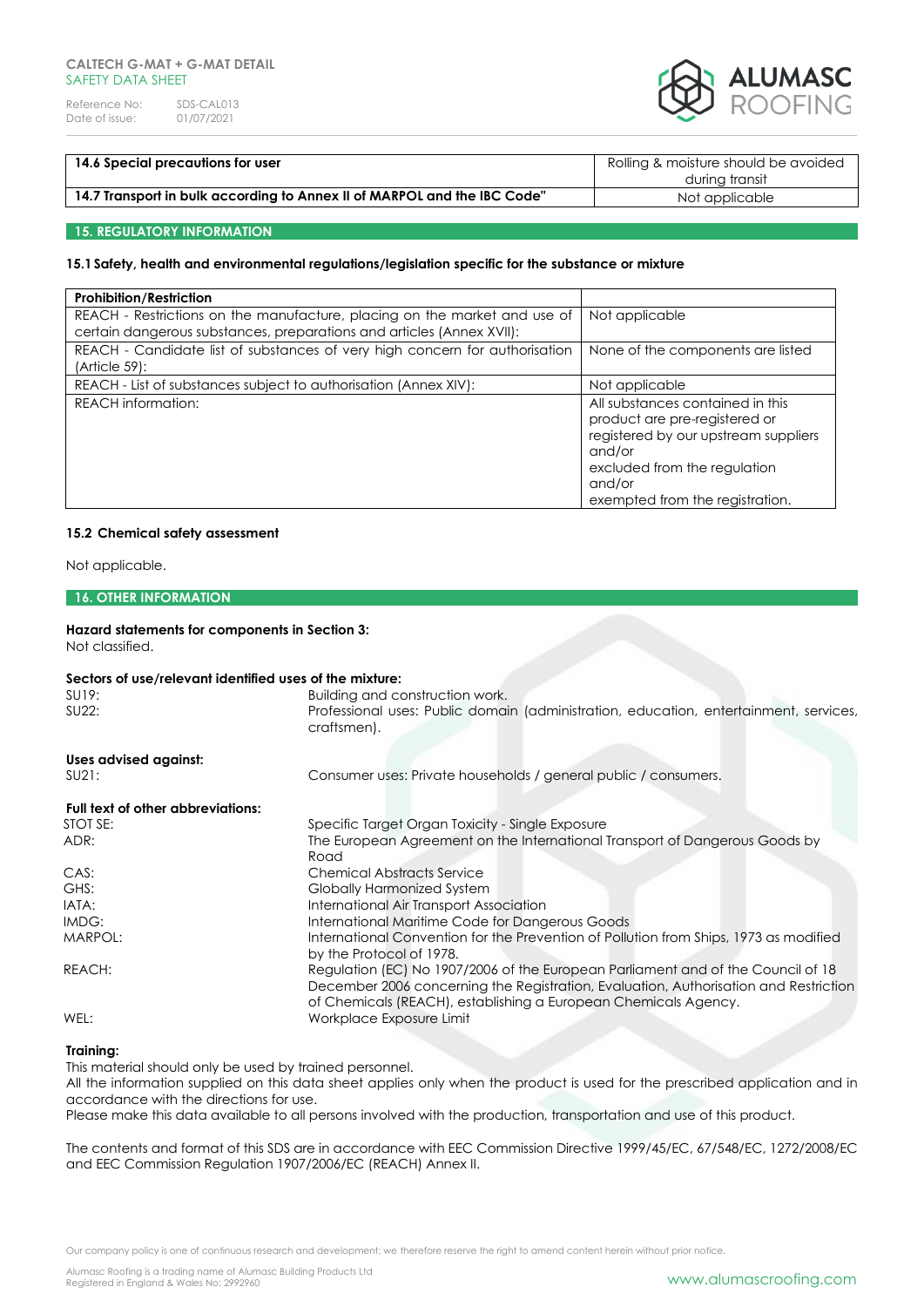| 14.6 Special precautions for user | Rolling & moisture should be avoided during transit |
|---|---|
| **14.7 Transport in bulk according to Annex II of MARPOL and the IBC Code"** | Not applicable |

## 15. REGULATORY INFORMATION

### 15.1 Safety, health and environmental regulations/legislation specific for the substance or mixture

| Prohibition/Restriction | |
|---|---|
| REACH - Restrictions on the manufacture, placing on the market and use of certain dangerous substances, preparations and articles (Annex XVII): | Not applicable |
| REACH - Candidate list of substances of very high concern for authorisation (Article 59): | None of the components are listed |
| REACH - List of substances subject to authorisation (Annex XIV): | Not applicable |
| REACH information: | All substances contained in this product are pre-registered or registered by our upstream suppliers and/or excluded from the regulation and/or exempted from the registration. |

### 15.2 Chemical safety assessment

Not applicable.

## 16. OTHER INFORMATION

**Hazard statements for components in Section 3:**
Not classified.

**Sectors of use/relevant identified uses of the mixture:**

SU19: Building and construction work.
SU22: Professional uses: Public domain (administration, education, entertainment, services, craftsmen).

**Uses advised against:**

SU21: Consumer uses: Private households / general public / consumers.

**Full text of other abbreviations:**

STOT SE: Specific Target Organ Toxicity - Single Exposure
ADR: The European Agreement on the International Transport of Dangerous Goods by Road
CAS: Chemical Abstracts Service
GHS: Globally Harmonized System
IATA: International Air Transport Association
IMDG: International Maritime Code for Dangerous Goods
MARPOL: International Convention for the Prevention of Pollution from Ships, 1973 as modified by the Protocol of 1978.
REACH: Regulation (EC) No 1907/2006 of the European Parliament and of the Council of 18 December 2006 concerning the Registration, Evaluation, Authorisation and Restriction of Chemicals (REACH), establishing a European Chemicals Agency.
WEL: Workplace Exposure Limit

**Training:**
This material should only be used by trained personnel.
All the information supplied on this data sheet applies only when the product is used for the prescribed application and in accordance with the directions for use.
Please make this data available to all persons involved with the production, transportation and use of this product.

The contents and format of this SDS are in accordance with EEC Commission Directive 1999/45/EC, 67/548/EC, 1272/2008/EC and EEC Commission Regulation 1907/2006/EC (REACH) Annex II.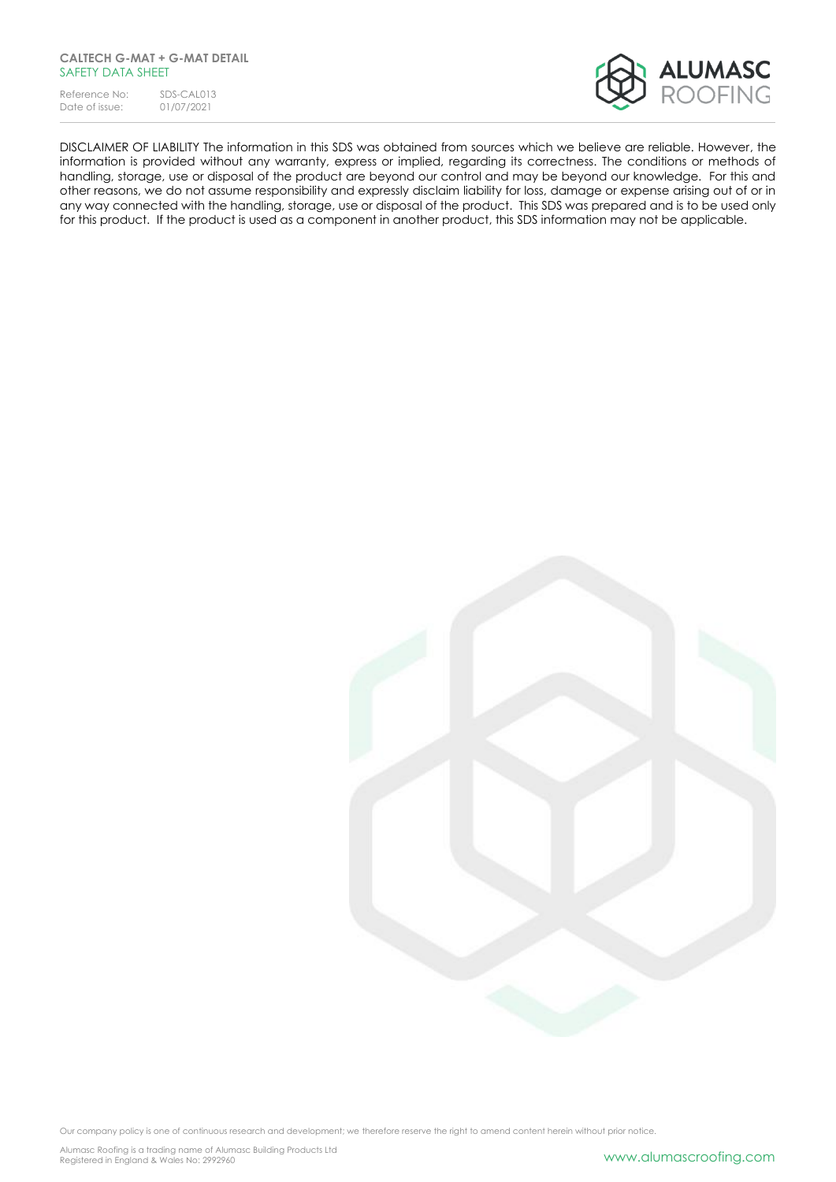DISCLAIMER OF LIABILITY The information in this SDS was obtained from sources which we believe are reliable. However, the information is provided without any warranty, express or implied, regarding its correctness. The conditions or methods of handling, storage, use or disposal of the product are beyond our control and may be beyond our knowledge. For this and other reasons, we do not assume responsibility and expressly disclaim liability for loss, damage or expense arising out of or in any way connected with the handling, storage, use or disposal of the product. This SDS was prepared and is to be used only for this product. If the product is used as a component in another product, this SDS information may not be applicable.